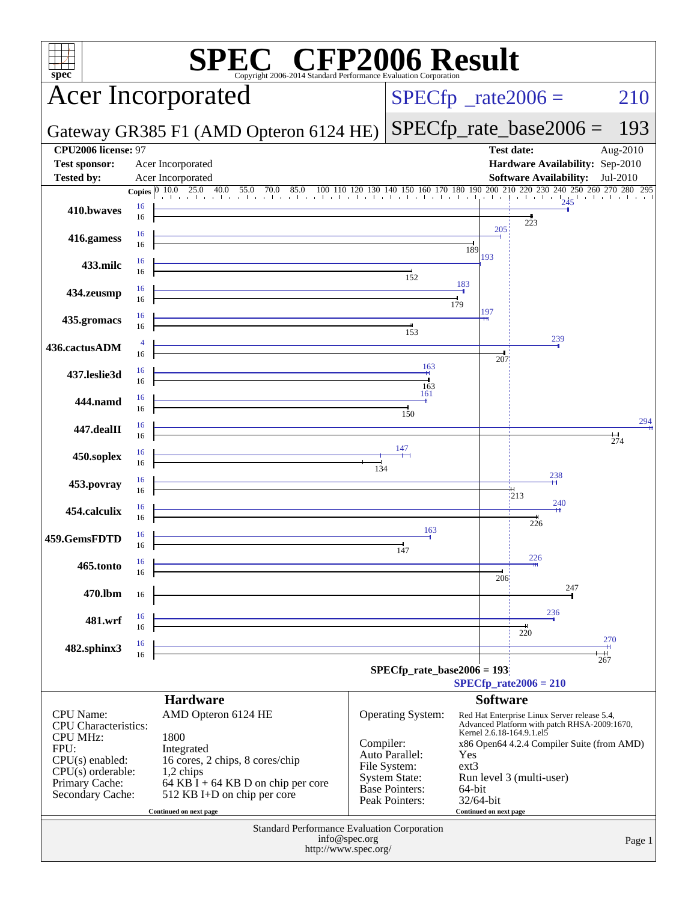# SPEC CFP2006 Result

Copyright 2006-2014 Standard Performance Evaluation Corporation

## Acer Incorporated

**Gateway GR385 F1 (AMD Opteron 6124 HE)**

SPECfp_rate2006 = 210

SPECfp_rate_base2006 = 193

| | | | |
|---|---|---|---|
| **CPU2006 license:** 97 | | **Test date:** | Aug-2010 |
| **Test sponsor:** | Acer Incorporated | **Hardware Availability:** | Sep-2010 |
| **Tested by:** | Acer Incorporated | **Software Availability:** | Jul-2010 |

| Benchmark | Copies (peak) | Peak | Copies (base) | Base |
|---|---|---|---|---|
| 410.bwaves | 16 | 245 | 16 | 223 |
| 416.gamess | 16 | 205 | 16 | 189 |
| 433.milc | 16 | 193 | 16 | 152 |
| 434.zeusmp | 16 | 183 | 16 | 179 |
| 435.gromacs | 16 | 197 | 16 | 153 |
| 436.cactusADM | 4 | 239 | 16 | 207 |
| 437.leslie3d | 16 | 163 | 16 | 163 |
| 444.namd | 16 | 161 | 16 | 150 |
| 447.dealII | 16 | 294 | 16 | 274 |
| 450.soplex | 16 | 147 | 16 | 134 |
| 453.povray | 16 | 238 | 16 | 213 |
| 454.calculix | 16 | 240 | 16 | 226 |
| 459.GemsFDTD | 16 | 163 | 16 | 147 |
| 465.tonto | 16 | 226 | 16 | 206 |
| 470.lbm | | | 16 | 247 |
| 481.wrf | 16 | 236 | 16 | 220 |
| 482.sphinx3 | 16 | 270 | 16 | 267 |

SPECfp_rate_base2006 = 193

SPECfp_rate2006 = 210

### Hardware

| | |
|---|---|
| CPU Name: | AMD Opteron 6124 HE |
| CPU Characteristics: | |
| CPU MHz: | 1800 |
| FPU: | Integrated |
| CPU(s) enabled: | 16 cores, 2 chips, 8 cores/chip |
| CPU(s) orderable: | 1,2 chips |
| Primary Cache: | 64 KB I + 64 KB D on chip per core |
| Secondary Cache: | 512 KB I+D on chip per core |

Continued on next page

### Software

| | |
|---|---|
| Operating System: | Red Hat Enterprise Linux Server release 5.4, Advanced Platform with patch RHSA-2009:1670, Kernel 2.6.18-164.9.1.el5 |
| Compiler: | x86 Open64 4.2.4 Compiler Suite (from AMD) |
| Auto Parallel: | Yes |
| File System: | ext3 |
| System State: | Run level 3 (multi-user) |
| Base Pointers: | 64-bit |
| Peak Pointers: | 32/64-bit |

Continued on next page

Standard Performance Evaluation Corporation
info@spec.org
http://www.spec.org/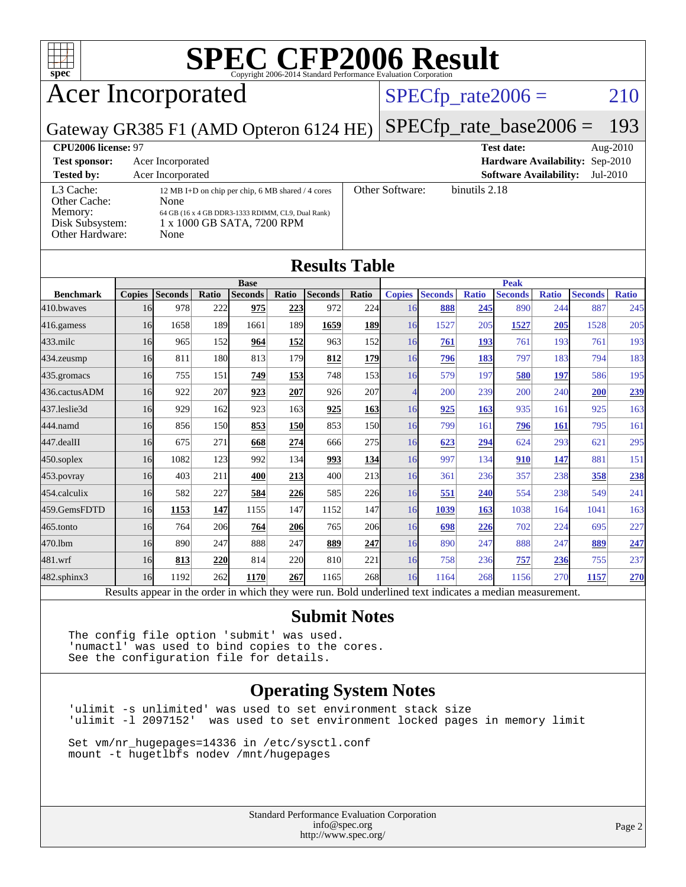# SPEC CFP2006 Result

Copyright 2006-2014 Standard Performance Evaluation Corporation

## Acer Incorporated

Gateway GR385 F1 (AMD Opteron 6124 HE)

SPECfp_rate2006 = 210

SPECfp_rate_base2006 = 193

**CPU2006 license:** 97

**Test sponsor:** Acer Incorporated

**Tested by:** Acer Incorporated

**Test date:** Aug-2010

**Hardware Availability:** Sep-2010

**Software Availability:** Jul-2010

| | |
|---|---|
| L3 Cache: | 12 MB I+D on chip per chip, 6 MB shared / 4 cores |
| Other Cache: | None |
| Memory: | 64 GB (16 x 4 GB DDR3-1333 RDIMM, CL9, Dual Rank) |
| Disk Subsystem: | 1 x 1000 GB SATA, 7200 RPM |
| Other Hardware: | None |
| Other Software: | binutils 2.18 |

## Results Table

| Benchmark | Base | | | | | | | Peak | | | | | | |
|---|---|---|---|---|---|---|---|---|---|---|---|---|---|---|
| | Copies | Seconds | Ratio | Seconds | Ratio | Seconds | Ratio | Copies | Seconds | Ratio | Seconds | Ratio | Seconds | Ratio |
| 410.bwaves | 16 | 978 | 222 | **975** | **223** | 972 | 224 | 16 | **888** | **245** | 890 | 244 | 887 | 245 |
| 416.gamess | 16 | 1658 | 189 | 1661 | 189 | **1659** | **189** | 16 | 1527 | 205 | **1527** | **205** | 1528 | 205 |
| 433.milc | 16 | 965 | 152 | **964** | **152** | 963 | 152 | 16 | **761** | **193** | 761 | 193 | 761 | 193 |
| 434.zeusmp | 16 | 811 | 180 | 813 | 179 | **812** | **179** | 16 | **796** | **183** | 797 | 183 | 794 | 183 |
| 435.gromacs | 16 | 755 | 151 | **749** | **153** | 748 | 153 | 16 | 579 | 197 | **580** | **197** | 586 | 195 |
| 436.cactusADM | 16 | 922 | 207 | **923** | **207** | 926 | 207 | 4 | 200 | 239 | 200 | 240 | **200** | **239** |
| 437.leslie3d | 16 | 929 | 162 | 923 | 163 | **925** | **163** | 16 | **925** | **163** | 935 | 161 | 925 | 163 |
| 444.namd | 16 | 856 | 150 | **853** | **150** | 853 | 150 | 16 | 799 | 161 | **796** | **161** | 795 | 161 |
| 447.dealII | 16 | 675 | 271 | **668** | **274** | 666 | 275 | 16 | **623** | **294** | 624 | 293 | 621 | 295 |
| 450.soplex | 16 | 1082 | 123 | 992 | 134 | **993** | **134** | 16 | 997 | 134 | **910** | **147** | 881 | 151 |
| 453.povray | 16 | 403 | 211 | **400** | **213** | 400 | 213 | 16 | 361 | 236 | 357 | 238 | **358** | **238** |
| 454.calculix | 16 | 582 | 227 | **584** | **226** | 585 | 226 | 16 | **551** | **240** | 554 | 238 | 549 | 241 |
| 459.GemsFDTD | 16 | **1153** | **147** | 1155 | 147 | 1152 | 147 | 16 | **1039** | **163** | 1038 | 164 | 1041 | 163 |
| 465.tonto | 16 | 764 | 206 | **764** | **206** | 765 | 206 | 16 | **698** | **226** | 702 | 224 | 695 | 227 |
| 470.lbm | 16 | 890 | 247 | 888 | 247 | **889** | **247** | 16 | 890 | 247 | 888 | 247 | **889** | **247** |
| 481.wrf | 16 | **813** | **220** | 814 | 220 | 810 | 221 | 16 | 758 | 236 | **757** | **236** | 755 | 237 |
| 482.sphinx3 | 16 | 1192 | 262 | **1170** | **267** | 1165 | 268 | 16 | 1164 | 268 | 1156 | 270 | **1157** | **270** |

Results appear in the order in which they were run. Bold underlined text indicates a median measurement.

## Submit Notes

```
The config file option 'submit' was used.
'numactl' was used to bind copies to the cores.
See the configuration file for details.
```

## Operating System Notes

```
'ulimit -s unlimited' was used to set environment stack size
'ulimit -l 2097152'  was used to set environment locked pages in memory limit

Set vm/nr_hugepages=14336 in /etc/sysctl.conf
mount -t hugetlbfs nodev /mnt/hugepages
```

Standard Performance Evaluation Corporation
info@spec.org
http://www.spec.org/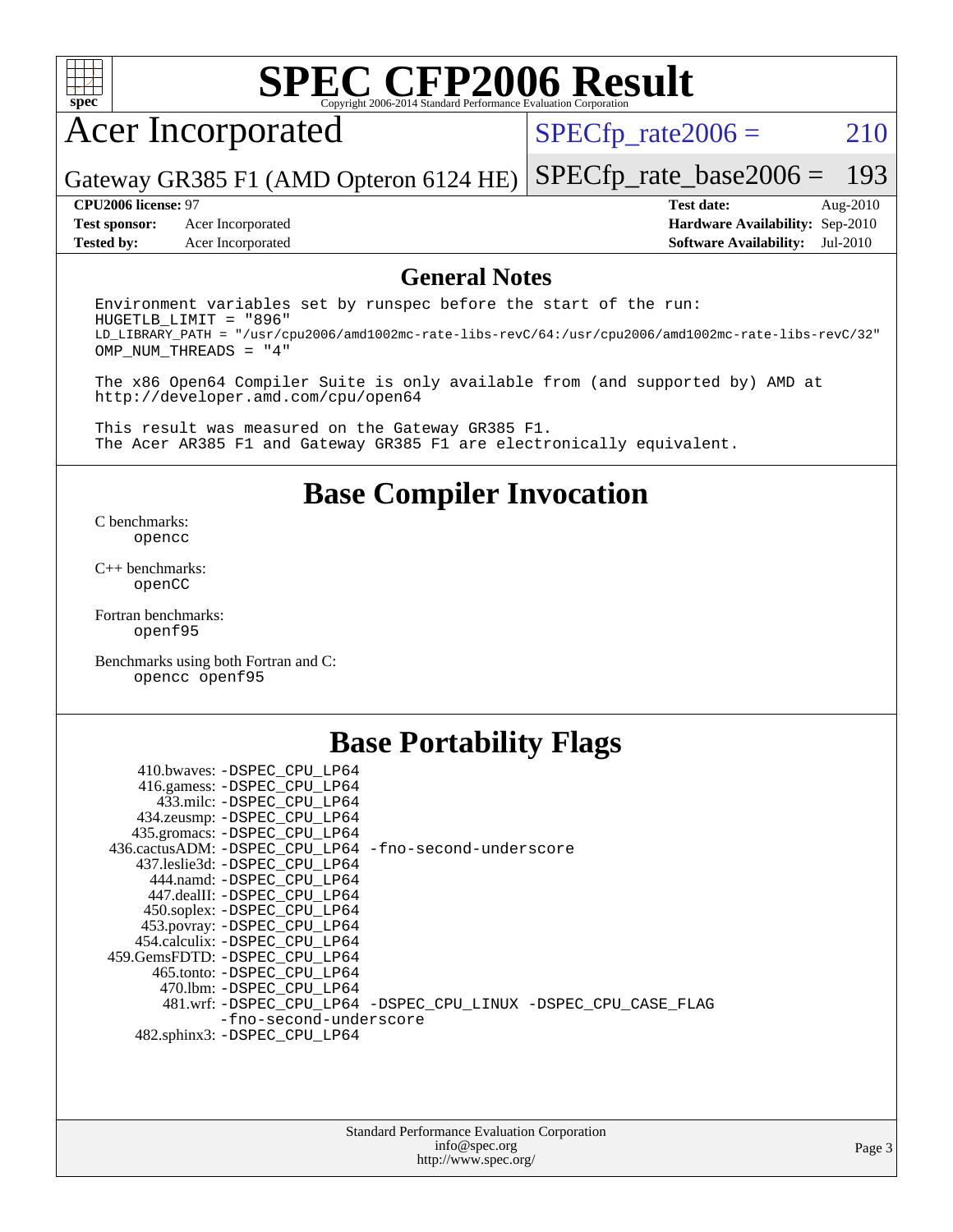# SPEC CFP2006 Result

Copyright 2006-2014 Standard Performance Evaluation Corporation

## Acer Incorporated

Gateway GR385 F1 (AMD Opteron 6124 HE)

SPECfp_rate2006 = 210

SPECfp_rate_base2006 = 193

| | | | |
|---|---|---|---|
| **CPU2006 license:** | 97 | **Test date:** | Aug-2010 |
| **Test sponsor:** | Acer Incorporated | **Hardware Availability:** | Sep-2010 |
| **Tested by:** | Acer Incorporated | **Software Availability:** | Jul-2010 |

## General Notes

```
Environment variables set by runspec before the start of the run:
HUGETLB_LIMIT = "896"
LD_LIBRARY_PATH = "/usr/cpu2006/amd1002mc-rate-libs-revC/64:/usr/cpu2006/amd1002mc-rate-libs-revC/32"
OMP_NUM_THREADS = "4"

The x86 Open64 Compiler Suite is only available from (and supported by) AMD at
http://developer.amd.com/cpu/open64

This result was measured on the Gateway GR385 F1.
The Acer AR385 F1 and Gateway GR385 F1 are electronically equivalent.
```

## Base Compiler Invocation

C benchmarks:
    opencc

C++ benchmarks:
    openCC

Fortran benchmarks:
    openf95

Benchmarks using both Fortran and C:
    opencc openf95

## Base Portability Flags

410.bwaves: -DSPEC_CPU_LP64
416.gamess: -DSPEC_CPU_LP64
433.milc: -DSPEC_CPU_LP64
434.zeusmp: -DSPEC_CPU_LP64
435.gromacs: -DSPEC_CPU_LP64
436.cactusADM: -DSPEC_CPU_LP64 -fno-second-underscore
437.leslie3d: -DSPEC_CPU_LP64
444.namd: -DSPEC_CPU_LP64
447.dealII: -DSPEC_CPU_LP64
450.soplex: -DSPEC_CPU_LP64
453.povray: -DSPEC_CPU_LP64
454.calculix: -DSPEC_CPU_LP64
459.GemsFDTD: -DSPEC_CPU_LP64
465.tonto: -DSPEC_CPU_LP64
470.lbm: -DSPEC_CPU_LP64
481.wrf: -DSPEC_CPU_LP64 -DSPEC_CPU_LINUX -DSPEC_CPU_CASE_FLAG -fno-second-underscore
482.sphinx3: -DSPEC_CPU_LP64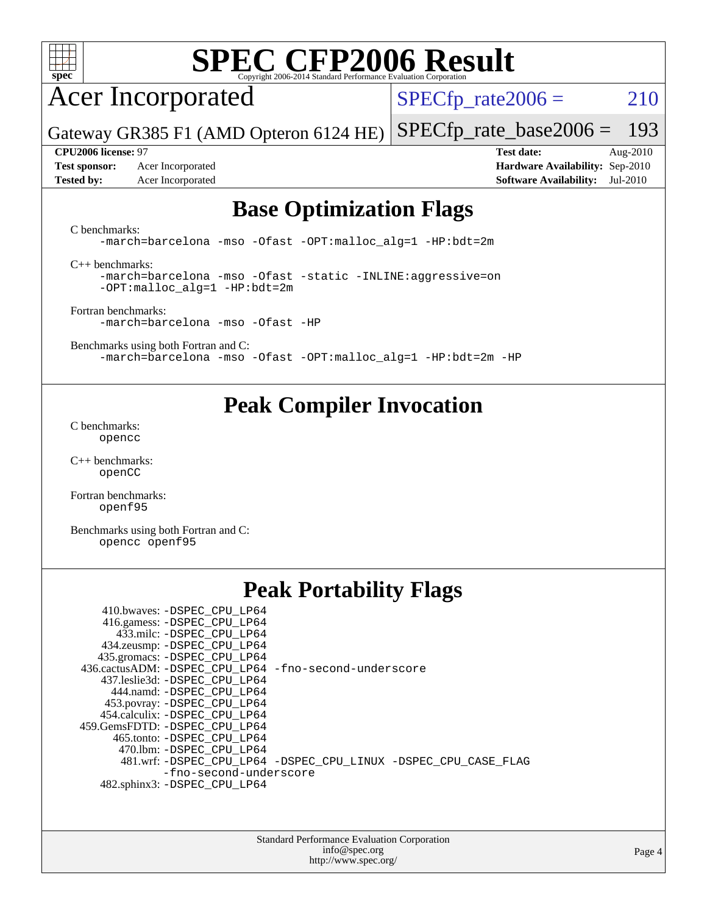# SPEC CFP2006 Result

Copyright 2006-2014 Standard Performance Evaluation Corporation

**Acer Incorporated**

Gateway GR385 F1 (AMD Opteron 6124 HE)

SPECfp_rate2006 = 210

SPECfp_rate_base2006 = 193

**CPU2006 license:** 97
**Test sponsor:** Acer Incorporated
**Tested by:** Acer Incorporated

**Test date:** Aug-2010
**Hardware Availability:** Sep-2010
**Software Availability:** Jul-2010

## Base Optimization Flags

C benchmarks:
```
-march=barcelona -mso -Ofast -OPT:malloc_alg=1 -HP:bdt=2m
```

C++ benchmarks:
```
-march=barcelona -mso -Ofast -static -INLINE:aggressive=on
-OPT:malloc_alg=1 -HP:bdt=2m
```

Fortran benchmarks:
```
-march=barcelona -mso -Ofast -HP
```

Benchmarks using both Fortran and C:
```
-march=barcelona -mso -Ofast -OPT:malloc_alg=1 -HP:bdt=2m -HP
```

## Peak Compiler Invocation

C benchmarks:
```
opencc
```

C++ benchmarks:
```
openCC
```

Fortran benchmarks:
```
openf95
```

Benchmarks using both Fortran and C:
```
opencc openf95
```

## Peak Portability Flags

410.bwaves: -DSPEC_CPU_LP64
416.gamess: -DSPEC_CPU_LP64
433.milc: -DSPEC_CPU_LP64
434.zeusmp: -DSPEC_CPU_LP64
435.gromacs: -DSPEC_CPU_LP64
436.cactusADM: -DSPEC_CPU_LP64 -fno-second-underscore
437.leslie3d: -DSPEC_CPU_LP64
444.namd: -DSPEC_CPU_LP64
453.povray: -DSPEC_CPU_LP64
454.calculix: -DSPEC_CPU_LP64
459.GemsFDTD: -DSPEC_CPU_LP64
465.tonto: -DSPEC_CPU_LP64
470.lbm: -DSPEC_CPU_LP64
481.wrf: -DSPEC_CPU_LP64 -DSPEC_CPU_LINUX -DSPEC_CPU_CASE_FLAG -fno-second-underscore
482.sphinx3: -DSPEC_CPU_LP64

Standard Performance Evaluation Corporation
info@spec.org
http://www.spec.org/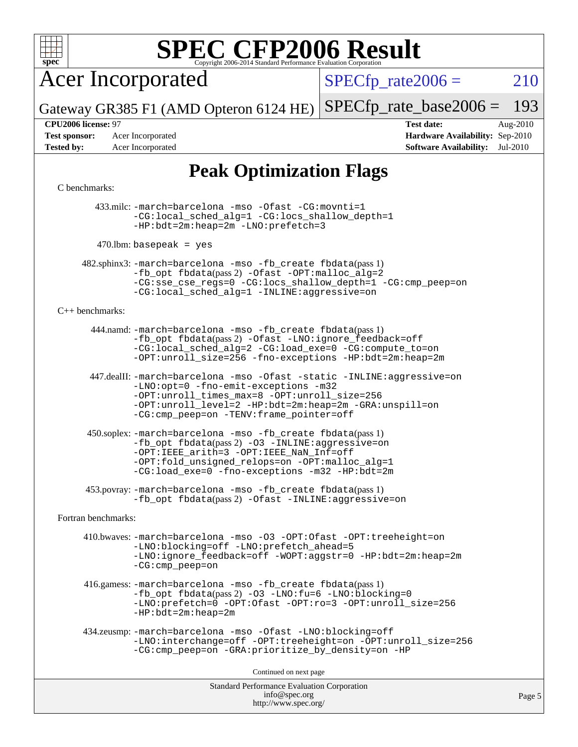# SPEC CFP2006 Result

Copyright 2006-2014 Standard Performance Evaluation Corporation

## Acer Incorporated

Gateway GR385 F1 (AMD Opteron 6124 HE)

SPECfp_rate2006 = 210

SPECfp_rate_base2006 = 193

| | | | |
|---|---|---|---|
| **CPU2006 license:** 97 | | **Test date:** | Aug-2010 |
| **Test sponsor:** | Acer Incorporated | **Hardware Availability:** | Sep-2010 |
| **Tested by:** | Acer Incorporated | **Software Availability:** | Jul-2010 |

## Peak Optimization Flags

C benchmarks:

433.milc: -march=barcelona -mso -Ofast -CG:movnti=1 -CG:local_sched_alg=1 -CG:locs_shallow_depth=1 -HP:bdt=2m:heap=2m -LNO:prefetch=3

470.lbm: basepeak = yes

482.sphinx3: -march=barcelona -mso -fb_create fbdata(pass 1) -fb_opt fbdata(pass 2) -Ofast -OPT:malloc_alg=2 -CG:sse_cse_regs=0 -CG:locs_shallow_depth=1 -CG:cmp_peep=on -CG:local_sched_alg=1 -INLINE:aggressive=on

C++ benchmarks:

444.namd: -march=barcelona -mso -fb_create fbdata(pass 1) -fb_opt fbdata(pass 2) -Ofast -LNO:ignore_feedback=off -CG:local_sched_alg=2 -CG:load_exe=0 -CG:compute_to=on -OPT:unroll_size=256 -fno-exceptions -HP:bdt=2m:heap=2m

447.dealII: -march=barcelona -mso -Ofast -static -INLINE:aggressive=on -LNO:opt=0 -fno-emit-exceptions -m32 -OPT:unroll_times_max=8 -OPT:unroll_size=256 -OPT:unroll_level=2 -HP:bdt=2m:heap=2m -GRA:unspill=on -CG:cmp_peep=on -TENV:frame_pointer=off

450.soplex: -march=barcelona -mso -fb_create fbdata(pass 1) -fb_opt fbdata(pass 2) -O3 -INLINE:aggressive=on -OPT:IEEE_arith=3 -OPT:IEEE_NaN_Inf=off -OPT:fold_unsigned_relops=on -OPT:malloc_alg=1 -CG:load_exe=0 -fno-exceptions -m32 -HP:bdt=2m

453.povray: -march=barcelona -mso -fb_create fbdata(pass 1) -fb_opt fbdata(pass 2) -Ofast -INLINE:aggressive=on

Fortran benchmarks:

410.bwaves: -march=barcelona -mso -O3 -OPT:Ofast -OPT:treeheight=on -LNO:blocking=off -LNO:prefetch_ahead=5 -LNO:ignore_feedback=off -WOPT:aggstr=0 -HP:bdt=2m:heap=2m -CG:cmp_peep=on

416.gamess: -march=barcelona -mso -fb_create fbdata(pass 1) -fb_opt fbdata(pass 2) -O3 -LNO:fu=6 -LNO:blocking=0 -LNO:prefetch=0 -OPT:Ofast -OPT:ro=3 -OPT:unroll_size=256 -HP:bdt=2m:heap=2m

434.zeusmp: -march=barcelona -mso -Ofast -LNO:blocking=off -LNO:interchange=off -OPT:treeheight=on -OPT:unroll_size=256 -CG:cmp_peep=on -GRA:prioritize_by_density=on -HP

Continued on next page

Standard Performance Evaluation Corporation
info@spec.org
http://www.spec.org/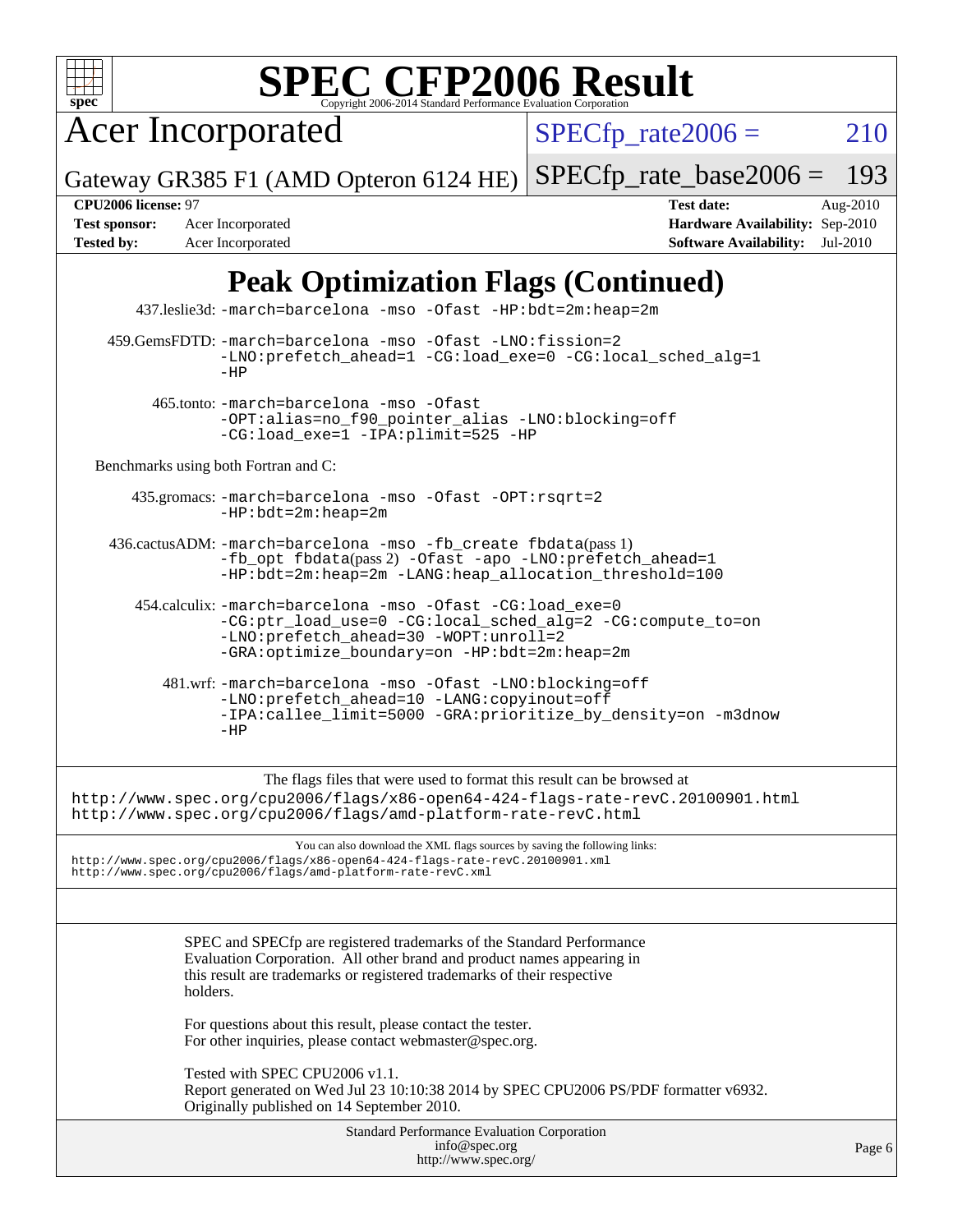# SPEC CFP2006 Result

Copyright 2006-2014 Standard Performance Evaluation Corporation

**Acer Incorporated**

Gateway GR385 F1 (AMD Opteron 6124 HE)

SPECfp_rate2006 = 210

SPECfp_rate_base2006 = 193

**CPU2006 license:** 97
**Test sponsor:** Acer Incorporated
**Tested by:** Acer Incorporated

**Test date:** Aug-2010
**Hardware Availability:** Sep-2010
**Software Availability:** Jul-2010

## Peak Optimization Flags (Continued)

437.leslie3d: -march=barcelona -mso -Ofast -HP:bdt=2m:heap=2m

459.GemsFDTD: -march=barcelona -mso -Ofast -LNO:fission=2 -LNO:prefetch_ahead=1 -CG:load_exe=0 -CG:local_sched_alg=1 -HP

465.tonto: -march=barcelona -mso -Ofast -OPT:alias=no_f90_pointer_alias -LNO:blocking=off -CG:load_exe=1 -IPA:plimit=525 -HP

Benchmarks using both Fortran and C:

435.gromacs: -march=barcelona -mso -Ofast -OPT:rsqrt=2 -HP:bdt=2m:heap=2m

436.cactusADM: -march=barcelona -mso -fb_create fbdata(pass 1) -fb_opt fbdata(pass 2) -Ofast -apo -LNO:prefetch_ahead=1 -HP:bdt=2m:heap=2m -LANG:heap_allocation_threshold=100

454.calculix: -march=barcelona -mso -Ofast -CG:load_exe=0 -CG:ptr_load_use=0 -CG:local_sched_alg=2 -CG:compute_to=on -LNO:prefetch_ahead=30 -WOPT:unroll=2 -GRA:optimize_boundary=on -HP:bdt=2m:heap=2m

481.wrf: -march=barcelona -mso -Ofast -LNO:blocking=off -LNO:prefetch_ahead=10 -LANG:copyinout=off -IPA:callee_limit=5000 -GRA:prioritize_by_density=on -m3dnow -HP

The flags files that were used to format this result can be browsed at
http://www.spec.org/cpu2006/flags/x86-open64-424-flags-rate-revC.20100901.html
http://www.spec.org/cpu2006/flags/amd-platform-rate-revC.html

You can also download the XML flags sources by saving the following links:
http://www.spec.org/cpu2006/flags/x86-open64-424-flags-rate-revC.20100901.xml
http://www.spec.org/cpu2006/flags/amd-platform-rate-revC.xml

SPEC and SPECfp are registered trademarks of the Standard Performance Evaluation Corporation. All other brand and product names appearing in this result are trademarks or registered trademarks of their respective holders.

For questions about this result, please contact the tester.
For other inquiries, please contact webmaster@spec.org.

Tested with SPEC CPU2006 v1.1.
Report generated on Wed Jul 23 10:10:38 2014 by SPEC CPU2006 PS/PDF formatter v6932.
Originally published on 14 September 2010.

Standard Performance Evaluation Corporation
info@spec.org
http://www.spec.org/